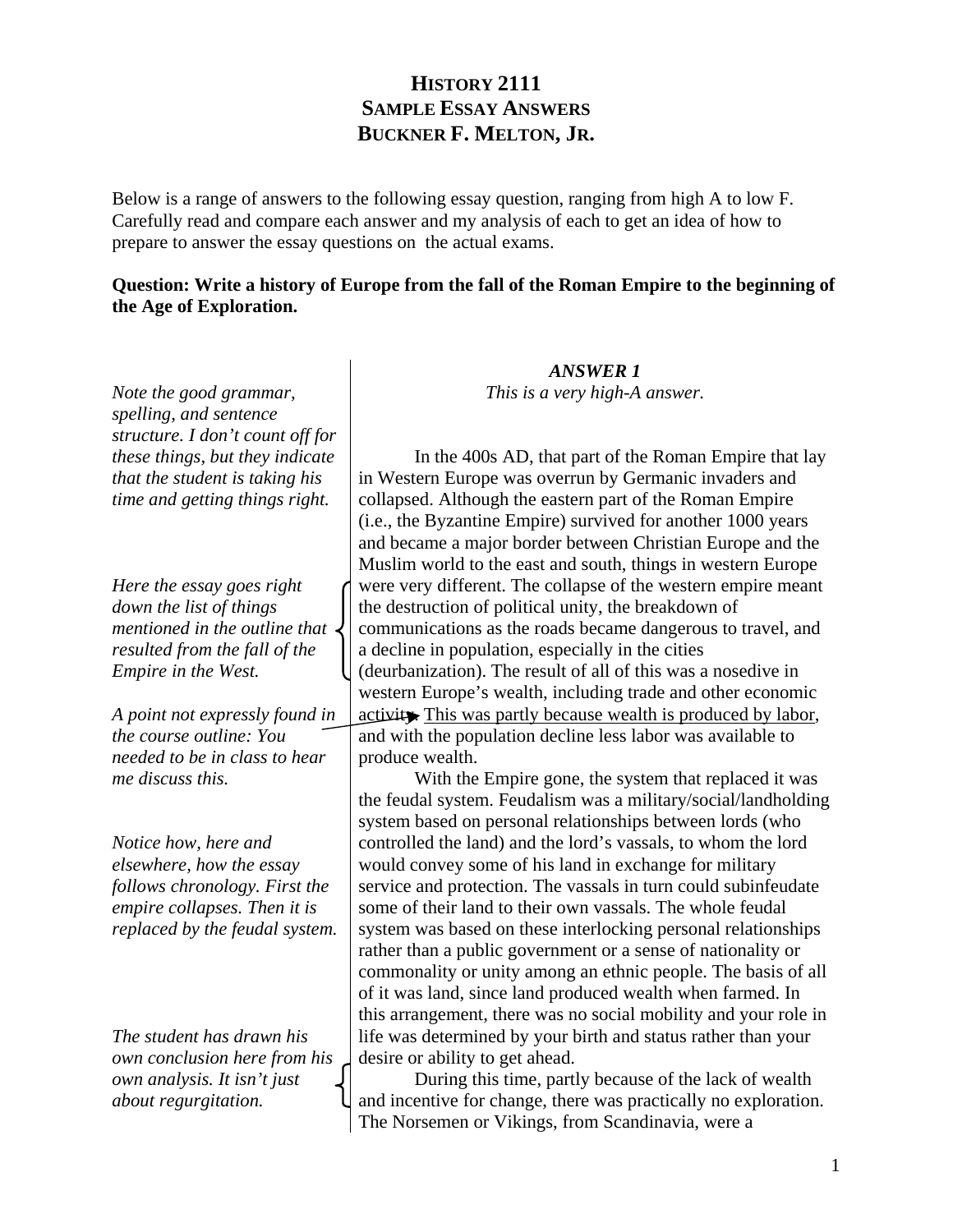# HISTORY 2111
# SAMPLE ESSAY ANSWERS
# BUCKNER F. MELTON, JR.

Below is a range of answers to the following essay question, ranging from high A to low F. Carefully read and compare each answer and my analysis of each to get an idea of how to prepare to answer the essay questions on the actual exams.

**Question: Write a history of Europe from the fall of the Roman Empire to the beginning of the Age of Exploration.**

### *ANSWER 1*

*This is a very high-A answer.*

*Note the good grammar, spelling, and sentence structure. I don't count off for these things, but they indicate that the student is taking his time and getting things right.*

In the 400s AD, that part of the Roman Empire that lay in Western Europe was overrun by Germanic invaders and collapsed. Although the eastern part of the Roman Empire (i.e., the Byzantine Empire) survived for another 1000 years and became a major border between Christian Europe and the Muslim world to the east and south, things in western Europe were very different. The collapse of the western empire meant the destruction of political unity, the breakdown of communications as the roads became dangerous to travel, and a decline in population, especially in the cities (deurbanization). The result of all of this was a nosedive in western Europe's wealth, including trade and other economic activity. <u>This was partly because wealth is produced by labor</u>, and with the population decline less labor was available to produce wealth.

*Here the essay goes right down the list of things mentioned in the outline that resulted from the fall of the Empire in the West.*

*A point not expressly found in the course outline: You needed to be in class to hear me discuss this.*

With the Empire gone, the system that replaced it was the feudal system. Feudalism was a military/social/landholding system based on personal relationships between lords (who controlled the land) and the lord's vassals, to whom the lord would convey some of his land in exchange for military service and protection. The vassals in turn could subinfeudate some of their land to their own vassals. The whole feudal system was based on these interlocking personal relationships rather than a public government or a sense of nationality or commonality or unity among an ethnic people. The basis of all of it was land, since land produced wealth when farmed. In this arrangement, there was no social mobility and your role in life was determined by your birth and status rather than your desire or ability to get ahead.

*Notice how, here and elsewhere, how the essay follows chronology. First the empire collapses. Then it is replaced by the feudal system.*

During this time, partly because of the lack of wealth and incentive for change, there was practically no exploration. The Norsemen or Vikings, from Scandinavia, were a

*The student has drawn his own conclusion here from his own analysis. It isn't just about regurgitation.*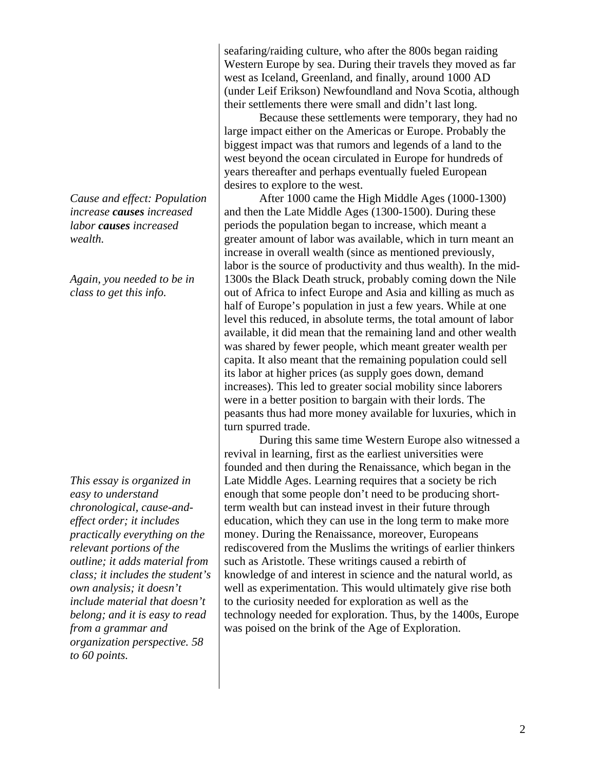seafaring/raiding culture, who after the 800s began raiding Western Europe by sea. During their travels they moved as far west as Iceland, Greenland, and finally, around 1000 AD (under Leif Erikson) Newfoundland and Nova Scotia, although their settlements there were small and didn't last long.

Because these settlements were temporary, they had no large impact either on the Americas or Europe. Probably the biggest impact was that rumors and legends of a land to the west beyond the ocean circulated in Europe for hundreds of years thereafter and perhaps eventually fueled European desires to explore to the west.

*Cause and effect: Population increase **causes** increased labor **causes** increased wealth.*

After 1000 came the High Middle Ages (1000-1300) and then the Late Middle Ages (1300-1500). During these periods the population began to increase, which meant a greater amount of labor was available, which in turn meant an increase in overall wealth (since as mentioned previously, labor is the source of productivity and thus wealth). In the mid-1300s the Black Death struck, probably coming down the Nile out of Africa to infect Europe and Asia and killing as much as half of Europe's population in just a few years. While at one level this reduced, in absolute terms, the total amount of labor available, it did mean that the remaining land and other wealth was shared by fewer people, which meant greater wealth per capita. It also meant that the remaining population could sell its labor at higher prices (as supply goes down, demand increases). This led to greater social mobility since laborers were in a better position to bargain with their lords. The peasants thus had more money available for luxuries, which in turn spurred trade.

*Again, you needed to be in class to get this info.*

During this same time Western Europe also witnessed a revival in learning, first as the earliest universities were founded and then during the Renaissance, which began in the Late Middle Ages. Learning requires that a society be rich enough that some people don't need to be producing short-term wealth but can instead invest in their future through education, which they can use in the long term to make more money. During the Renaissance, moreover, Europeans rediscovered from the Muslims the writings of earlier thinkers such as Aristotle. These writings caused a rebirth of knowledge of and interest in science and the natural world, as well as experimentation. This would ultimately give rise both to the curiosity needed for exploration as well as the technology needed for exploration. Thus, by the 1400s, Europe was poised on the brink of the Age of Exploration.

*This essay is organized in easy to understand chronological, cause-and-effect order; it includes practically everything on the relevant portions of the outline; it adds material from class; it includes the student's own analysis; it doesn't include material that doesn't belong; and it is easy to read from a grammar and organization perspective. 58 to 60 points.*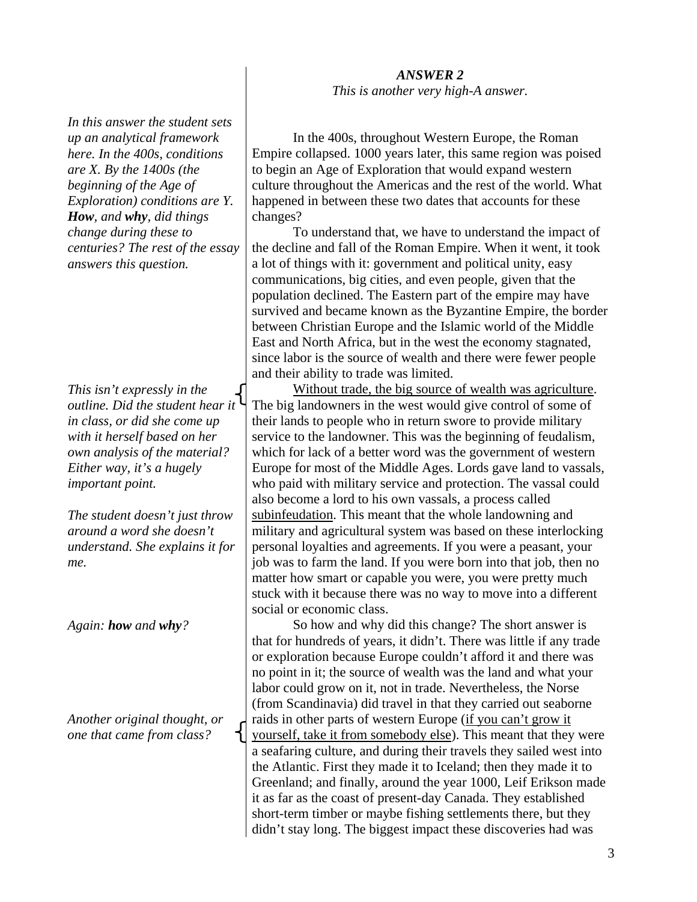***ANSWER 2***

*This is another very high-A answer.*

*In this answer the student sets up an analytical framework here. In the 400s, conditions are X. By the 1400s (the beginning of the Age of Exploration) conditions are Y. **How**, and **why**, did things change during these to centuries? The rest of the essay answers this question.*

In the 400s, throughout Western Europe, the Roman Empire collapsed. 1000 years later, this same region was poised to begin an Age of Exploration that would expand western culture throughout the Americas and the rest of the world. What happened in between these two dates that accounts for these changes?

To understand that, we have to understand the impact of the decline and fall of the Roman Empire. When it went, it took a lot of things with it: government and political unity, easy communications, big cities, and even people, given that the population declined. The Eastern part of the empire may have survived and became known as the Byzantine Empire, the border between Christian Europe and the Islamic world of the Middle East and North Africa, but in the west the economy stagnated, since labor is the source of wealth and there were fewer people and their ability to trade was limited.

*This isn't expressly in the outline. Did the student hear it in class, or did she come up with it herself based on her own analysis of the material? Either way, it's a hugely important point.*

<u>Without trade, the big source of wealth was agriculture</u>. The big landowners in the west would give control of some of their lands to people who in return swore to provide military service to the landowner. This was the beginning of feudalism, which for lack of a better word was the government of western Europe for most of the Middle Ages. Lords gave land to vassals, who paid with military service and protection. The vassal could also become a lord to his own vassals, a process called <u>subinfeudation</u>. This meant that the whole landowning and military and agricultural system was based on these interlocking personal loyalties and agreements. If you were a peasant, your job was to farm the land. If you were born into that job, then no matter how smart or capable you were, you were pretty much stuck with it because there was no way to move into a different social or economic class.

*The student doesn't just throw around a word she doesn't understand. She explains it for me.*

*Again: **how** and **why**?*

So how and why did this change? The short answer is that for hundreds of years, it didn't. There was little if any trade or exploration because Europe couldn't afford it and there was no point in it; the source of wealth was the land and what your labor could grow on it, not in trade. Nevertheless, the Norse (from Scandinavia) did travel in that they carried out seaborne raids in other parts of western Europe (<u>if you can't grow it yourself, take it from somebody else</u>). This meant that they were a seafaring culture, and during their travels they sailed west into the Atlantic. First they made it to Iceland; then they made it to Greenland; and finally, around the year 1000, Leif Erikson made it as far as the coast of present-day Canada. They established short-term timber or maybe fishing settlements there, but they didn't stay long. The biggest impact these discoveries had was

*Another original thought, or one that came from class?*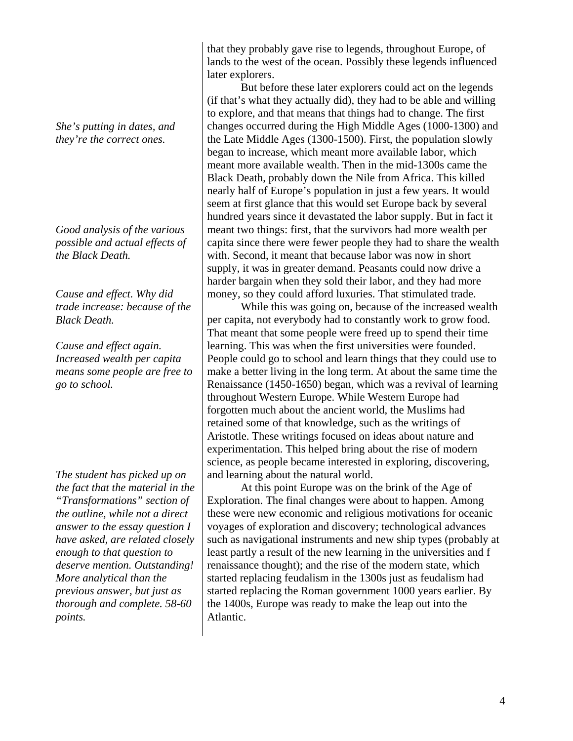*She's putting in dates, and they're the correct ones.*

*Good analysis of the various possible and actual effects of the Black Death.*

*Cause and effect. Why did trade increase: because of the Black Death.*

*Cause and effect again. Increased wealth per capita means some people are free to go to school.*

*The student has picked up on the fact that the material in the "Transformations" section of the outline, while not a direct answer to the essay question I have asked, are related closely enough to that question to deserve mention. Outstanding! More analytical than the previous answer, but just as thorough and complete. 58-60 points.*

that they probably gave rise to legends, throughout Europe, of lands to the west of the ocean. Possibly these legends influenced later explorers.

But before these later explorers could act on the legends (if that's what they actually did), they had to be able and willing to explore, and that means that things had to change. The first changes occurred during the High Middle Ages (1000-1300) and the Late Middle Ages (1300-1500). First, the population slowly began to increase, which meant more available labor, which meant more available wealth. Then in the mid-1300s came the Black Death, probably down the Nile from Africa. This killed nearly half of Europe's population in just a few years. It would seem at first glance that this would set Europe back by several hundred years since it devastated the labor supply. But in fact it meant two things: first, that the survivors had more wealth per capita since there were fewer people they had to share the wealth with. Second, it meant that because labor was now in short supply, it was in greater demand. Peasants could now drive a harder bargain when they sold their labor, and they had more money, so they could afford luxuries. That stimulated trade.

While this was going on, because of the increased wealth per capita, not everybody had to constantly work to grow food. That meant that some people were freed up to spend their time learning. This was when the first universities were founded. People could go to school and learn things that they could use to make a better living in the long term. At about the same time the Renaissance (1450-1650) began, which was a revival of learning throughout Western Europe. While Western Europe had forgotten much about the ancient world, the Muslims had retained some of that knowledge, such as the writings of Aristotle. These writings focused on ideas about nature and experimentation. This helped bring about the rise of modern science, as people became interested in exploring, discovering, and learning about the natural world.

At this point Europe was on the brink of the Age of Exploration. The final changes were about to happen. Among these were new economic and religious motivations for oceanic voyages of exploration and discovery; technological advances such as navigational instruments and new ship types (probably at least partly a result of the new learning in the universities and f renaissance thought); and the rise of the modern state, which started replacing feudalism in the 1300s just as feudalism had started replacing the Roman government 1000 years earlier. By the 1400s, Europe was ready to make the leap out into the Atlantic.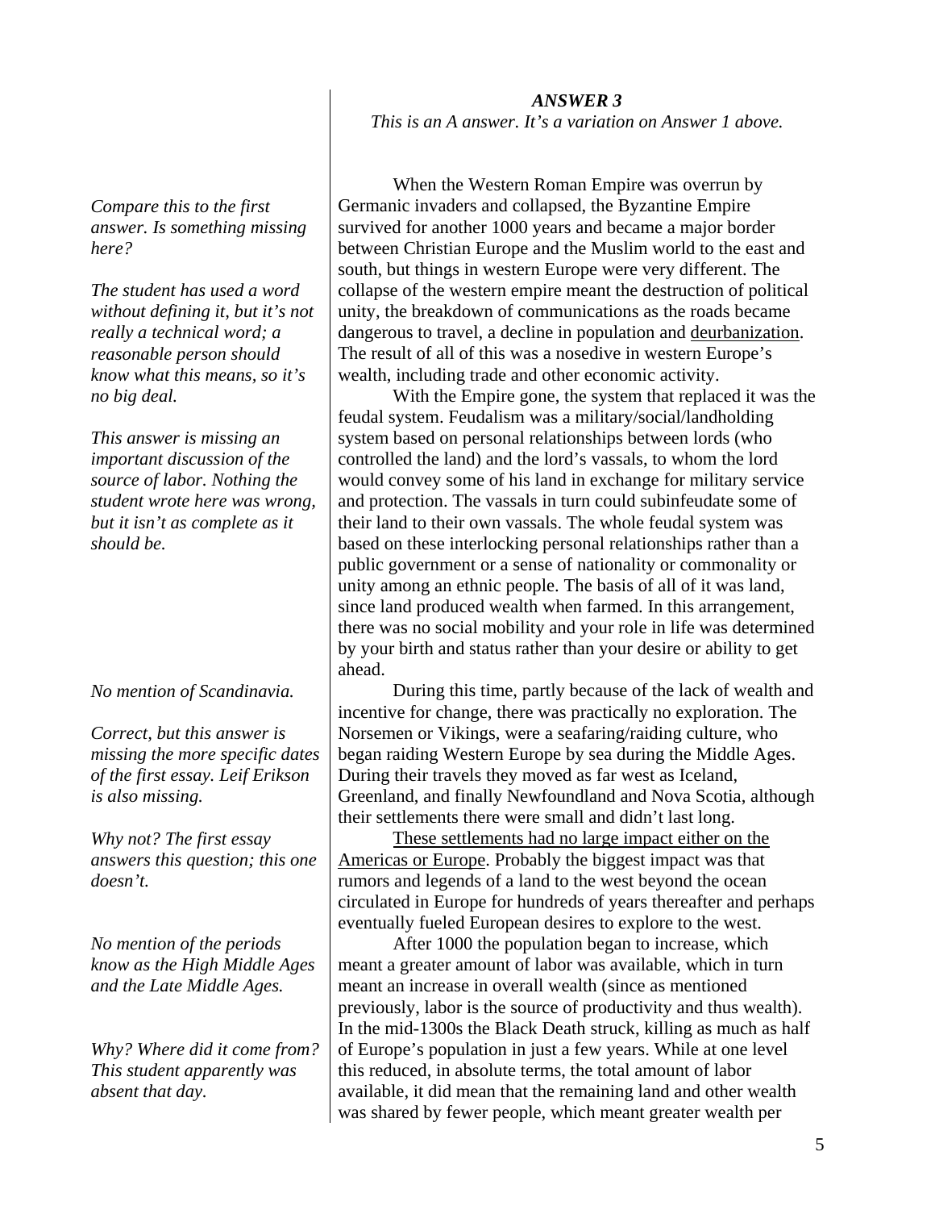### *ANSWER 3*

*This is an A answer. It's a variation on Answer 1 above.*

When the Western Roman Empire was overrun by Germanic invaders and collapsed, the Byzantine Empire survived for another 1000 years and became a major border between Christian Europe and the Muslim world to the east and south, but things in western Europe were very different. The collapse of the western empire meant the destruction of political unity, the breakdown of communications as the roads became dangerous to travel, a decline in population and <u>deurbanization</u>. The result of all of this was a nosedive in western Europe's wealth, including trade and other economic activity.

> *Compare this to the first answer. Is something missing here?*

> *The student has used a word without defining it, but it's not really a technical word; a reasonable person should know what this means, so it's no big deal.*

With the Empire gone, the system that replaced it was the feudal system. Feudalism was a military/social/landholding system based on personal relationships between lords (who controlled the land) and the lord's vassals, to whom the lord would convey some of his land in exchange for military service and protection. The vassals in turn could subinfeudate some of their land to their own vassals. The whole feudal system was based on these interlocking personal relationships rather than a public government or a sense of nationality or commonality or unity among an ethnic people. The basis of all of it was land, since land produced wealth when farmed. In this arrangement, there was no social mobility and your role in life was determined by your birth and status rather than your desire or ability to get ahead.

> *This answer is missing an important discussion of the source of labor. Nothing the student wrote here was wrong, but it isn't as complete as it should be.*

During this time, partly because of the lack of wealth and incentive for change, there was practically no exploration. The Norsemen or Vikings, were a seafaring/raiding culture, who began raiding Western Europe by sea during the Middle Ages. During their travels they moved as far west as Iceland, Greenland, and finally Newfoundland and Nova Scotia, although their settlements there were small and didn't last long.

> *No mention of Scandinavia.*

> *Correct, but this answer is missing the more specific dates of the first essay. Leif Erikson is also missing.*

<u>These settlements had no large impact either on the Americas or Europe</u>. Probably the biggest impact was that rumors and legends of a land to the west beyond the ocean circulated in Europe for hundreds of years thereafter and perhaps eventually fueled European desires to explore to the west.

> *Why not? The first essay answers this question; this one doesn't.*

After 1000 the population began to increase, which meant a greater amount of labor was available, which in turn meant an increase in overall wealth (since as mentioned previously, labor is the source of productivity and thus wealth). In the mid-1300s the Black Death struck, killing as much as half of Europe's population in just a few years. While at one level this reduced, in absolute terms, the total amount of labor available, it did mean that the remaining land and other wealth was shared by fewer people, which meant greater wealth per

> *No mention of the periods know as the High Middle Ages and the Late Middle Ages.*

> *Why? Where did it come from? This student apparently was absent that day.*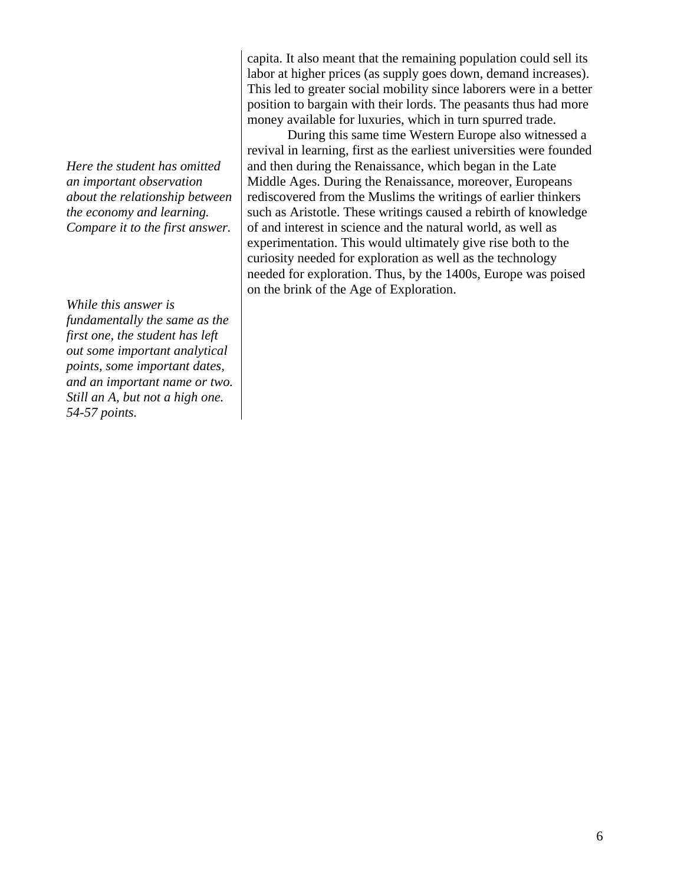capita. It also meant that the remaining population could sell its labor at higher prices (as supply goes down, demand increases). This led to greater social mobility since laborers were in a better position to bargain with their lords. The peasants thus had more money available for luxuries, which in turn spurred trade.

During this same time Western Europe also witnessed a revival in learning, first as the earliest universities were founded and then during the Renaissance, which began in the Late Middle Ages. During the Renaissance, moreover, Europeans rediscovered from the Muslims the writings of earlier thinkers such as Aristotle. These writings caused a rebirth of knowledge of and interest in science and the natural world, as well as experimentation. This would ultimately give rise both to the curiosity needed for exploration as well as the technology needed for exploration. Thus, by the 1400s, Europe was poised on the brink of the Age of Exploration.

*Here the student has omitted an important observation about the relationship between the economy and learning. Compare it to the first answer.*

*While this answer is fundamentally the same as the first one, the student has left out some important analytical points, some important dates, and an important name or two. Still an A, but not a high one. 54-57 points.*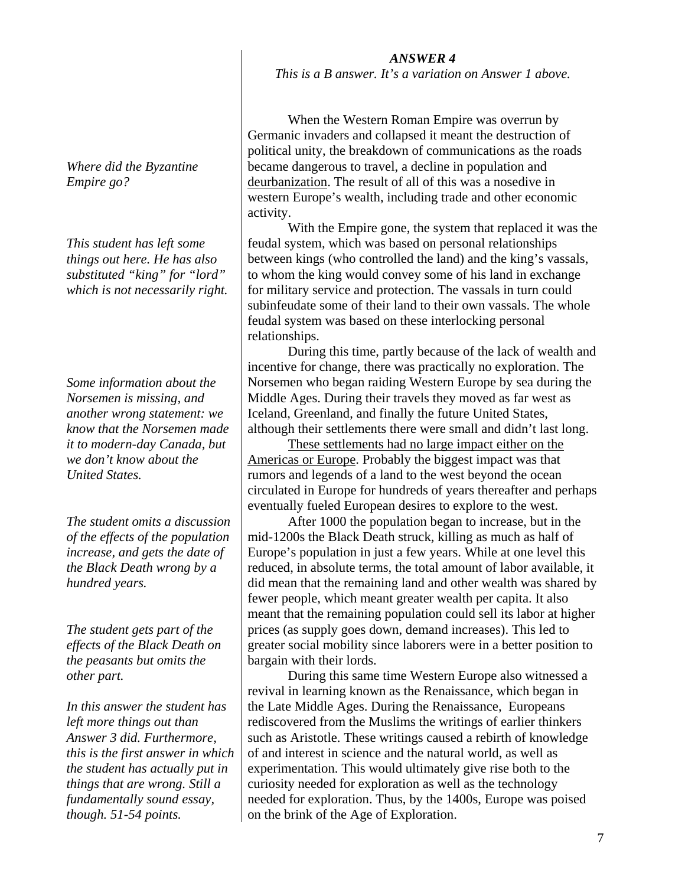### *ANSWER 4*

*This is a B answer. It's a variation on Answer 1 above.*

When the Western Roman Empire was overrun by Germanic invaders and collapsed it meant the destruction of political unity, the breakdown of communications as the roads became dangerous to travel, a decline in population and <u>deurbanization</u>. The result of all of this was a nosedive in western Europe's wealth, including trade and other economic activity.

*Where did the Byzantine Empire go?*

With the Empire gone, the system that replaced it was the feudal system, which was based on personal relationships between kings (who controlled the land) and the king's vassals, to whom the king would convey some of his land in exchange for military service and protection. The vassals in turn could subinfeudate some of their land to their own vassals. The whole feudal system was based on these interlocking personal relationships.

*This student has left some things out here. He has also substituted "king" for "lord" which is not necessarily right.*

During this time, partly because of the lack of wealth and incentive for change, there was practically no exploration. The Norsemen who began raiding Western Europe by sea during the Middle Ages. During their travels they moved as far west as Iceland, Greenland, and finally the future United States, although their settlements there were small and didn't last long.

*Some information about the Norsemen is missing, and another wrong statement: we know that the Norsemen made it to modern-day Canada, but we don't know about the United States.*

<u>These settlements had no large impact either on the Americas or Europe</u>. Probably the biggest impact was that rumors and legends of a land to the west beyond the ocean circulated in Europe for hundreds of years thereafter and perhaps eventually fueled European desires to explore to the west.

After 1000 the population began to increase, but in the mid-1200s the Black Death struck, killing as much as half of Europe's population in just a few years. While at one level this reduced, in absolute terms, the total amount of labor available, it did mean that the remaining land and other wealth was shared by fewer people, which meant greater wealth per capita. It also meant that the remaining population could sell its labor at higher prices (as supply goes down, demand increases). This led to greater social mobility since laborers were in a better position to bargain with their lords.

*The student omits a discussion of the effects of the population increase, and gets the date of the Black Death wrong by a hundred years.*

*The student gets part of the effects of the Black Death on the peasants but omits the other part.*

During this same time Western Europe also witnessed a revival in learning known as the Renaissance, which began in the Late Middle Ages. During the Renaissance, Europeans rediscovered from the Muslims the writings of earlier thinkers such as Aristotle. These writings caused a rebirth of knowledge of and interest in science and the natural world, as well as experimentation. This would ultimately give rise both to the curiosity needed for exploration as well as the technology needed for exploration. Thus, by the 1400s, Europe was poised on the brink of the Age of Exploration.

*In this answer the student has left more things out than Answer 3 did. Furthermore, this is the first answer in which the student has actually put in things that are wrong. Still a fundamentally sound essay, though. 51-54 points.*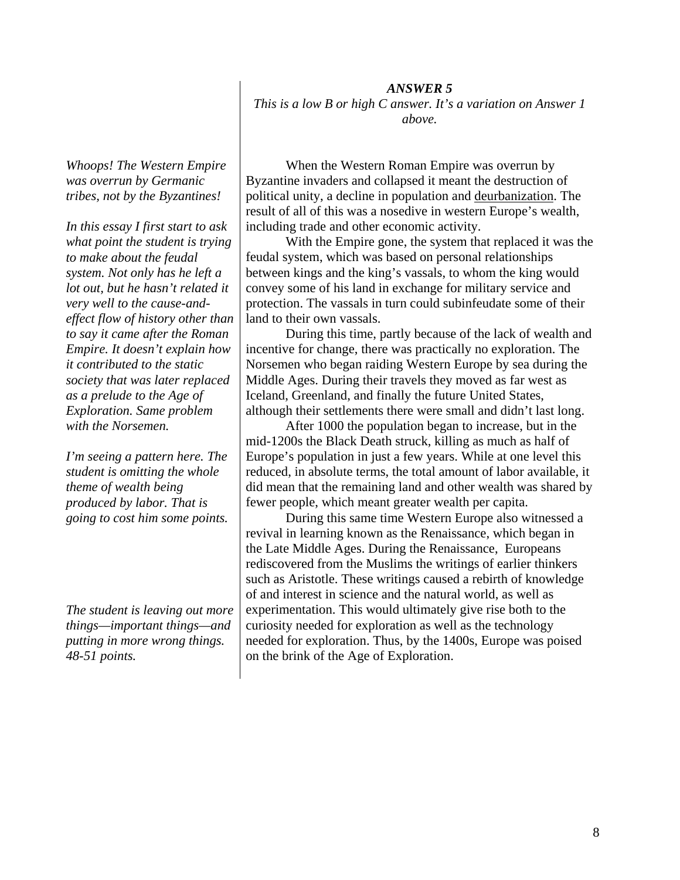***ANSWER 5***

*This is a low B or high C answer. It's a variation on Answer 1 above.*

*Whoops! The Western Empire was overrun by Germanic tribes, not by the Byzantines!*

When the Western Roman Empire was overrun by Byzantine invaders and collapsed it meant the destruction of political unity, a decline in population and deurbanization. The result of all of this was a nosedive in western Europe's wealth, including trade and other economic activity.

*In this essay I first start to ask what point the student is trying to make about the feudal system. Not only has he left a lot out, but he hasn't related it very well to the cause-and-effect flow of history other than to say it came after the Roman Empire. It doesn't explain how it contributed to the static society that was later replaced as a prelude to the Age of Exploration. Same problem with the Norsemen.*

With the Empire gone, the system that replaced it was the feudal system, which was based on personal relationships between kings and the king's vassals, to whom the king would convey some of his land in exchange for military service and protection. The vassals in turn could subinfeudate some of their land to their own vassals.

During this time, partly because of the lack of wealth and incentive for change, there was practically no exploration. The Norsemen who began raiding Western Europe by sea during the Middle Ages. During their travels they moved as far west as Iceland, Greenland, and finally the future United States, although their settlements there were small and didn't last long.

*I'm seeing a pattern here. The student is omitting the whole theme of wealth being produced by labor. That is going to cost him some points.*

After 1000 the population began to increase, but in the mid-1200s the Black Death struck, killing as much as half of Europe's population in just a few years. While at one level this reduced, in absolute terms, the total amount of labor available, it did mean that the remaining land and other wealth was shared by fewer people, which meant greater wealth per capita.

*The student is leaving out more things—important things—and putting in more wrong things. 48-51 points.*

During this same time Western Europe also witnessed a revival in learning known as the Renaissance, which began in the Late Middle Ages. During the Renaissance, Europeans rediscovered from the Muslims the writings of earlier thinkers such as Aristotle. These writings caused a rebirth of knowledge of and interest in science and the natural world, as well as experimentation. This would ultimately give rise both to the curiosity needed for exploration as well as the technology needed for exploration. Thus, by the 1400s, Europe was poised on the brink of the Age of Exploration.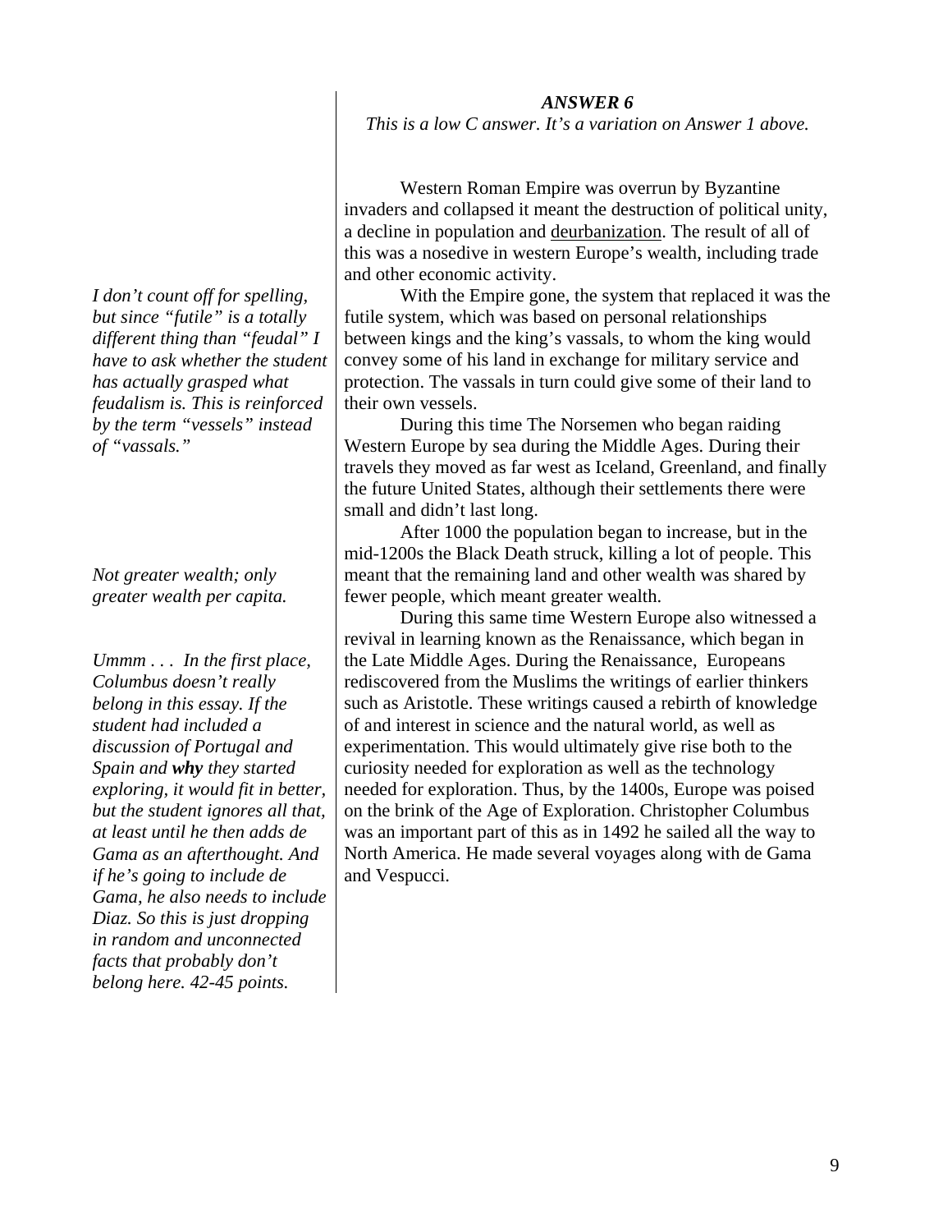***ANSWER 6***

*This is a low C answer. It's a variation on Answer 1 above.*

Western Roman Empire was overrun by Byzantine invaders and collapsed it meant the destruction of political unity, a decline in population and <u>deurbanization</u>. The result of all of this was a nosedive in western Europe's wealth, including trade and other economic activity.

*I don't count off for spelling, but since "futile" is a totally different thing than "feudal" I have to ask whether the student has actually grasped what feudalism is. This is reinforced by the term "vessels" instead of "vassals."*

With the Empire gone, the system that replaced it was the futile system, which was based on personal relationships between kings and the king's vassals, to whom the king would convey some of his land in exchange for military service and protection. The vassals in turn could give some of their land to their own vessels.

During this time The Norsemen who began raiding Western Europe by sea during the Middle Ages. During their travels they moved as far west as Iceland, Greenland, and finally the future United States, although their settlements there were small and didn't last long.

*Not greater wealth; only greater wealth per capita.*

After 1000 the population began to increase, but in the mid-1200s the Black Death struck, killing a lot of people. This meant that the remaining land and other wealth was shared by fewer people, which meant greater wealth.

*Ummm . . . In the first place, Columbus doesn't really belong in this essay. If the student had included a discussion of Portugal and Spain and **why** they started exploring, it would fit in better, but the student ignores all that, at least until he then adds de Gama as an afterthought. And if he's going to include de Gama, he also needs to include Diaz. So this is just dropping in random and unconnected facts that probably don't belong here. 42-45 points.*

During this same time Western Europe also witnessed a revival in learning known as the Renaissance, which began in the Late Middle Ages. During the Renaissance, Europeans rediscovered from the Muslims the writings of earlier thinkers such as Aristotle. These writings caused a rebirth of knowledge of and interest in science and the natural world, as well as experimentation. This would ultimately give rise both to the curiosity needed for exploration as well as the technology needed for exploration. Thus, by the 1400s, Europe was poised on the brink of the Age of Exploration. Christopher Columbus was an important part of this as in 1492 he sailed all the way to North America. He made several voyages along with de Gama and Vespucci.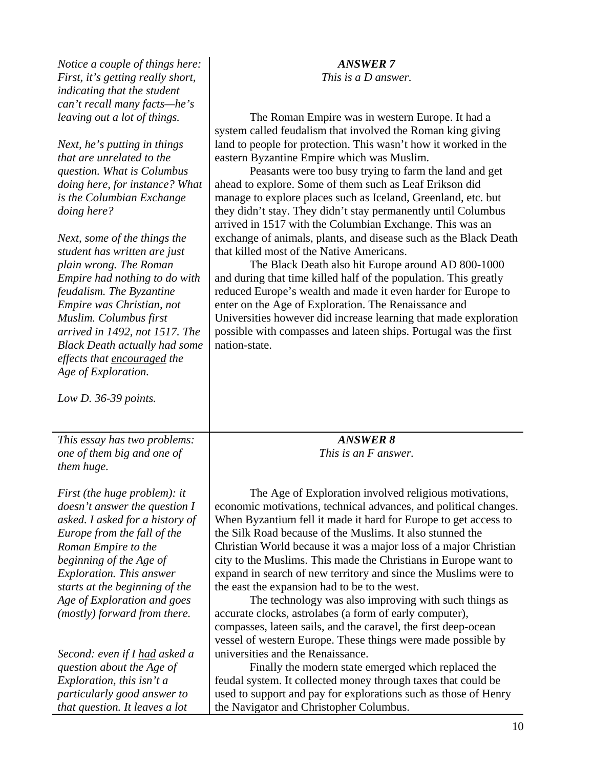### *ANSWER 7*

*This is a D answer.*

The Roman Empire was in western Europe. It had a system called feudalism that involved the Roman king giving land to people for protection. This wasn't how it worked in the eastern Byzantine Empire which was Muslim.

Peasants were too busy trying to farm the land and get ahead to explore. Some of them such as Leaf Erikson did manage to explore places such as Iceland, Greenland, etc. but they didn't stay. They didn't stay permanently until Columbus arrived in 1517 with the Columbian Exchange. This was an exchange of animals, plants, and disease such as the Black Death that killed most of the Native Americans.

The Black Death also hit Europe around AD 800-1000 and during that time killed half of the population. This greatly reduced Europe's wealth and made it even harder for Europe to enter on the Age of Exploration. The Renaissance and Universities however did increase learning that made exploration possible with compasses and lateen ships. Portugal was the first nation-state.

*Notice a couple of things here: First, it's getting really short, indicating that the student can't recall many facts—he's leaving out a lot of things.*

*Next, he's putting in things that are unrelated to the question. What is Columbus doing here, for instance? What is the Columbian Exchange doing here?*

*Next, some of the things the student has written are just plain wrong. The Roman Empire had nothing to do with feudalism. The Byzantine Empire was Christian, not Muslim. Columbus first arrived in 1492, not 1517. The Black Death actually had some effects that <u>encouraged</u> the Age of Exploration.*

*Low D. 36-39 points.*

### *ANSWER 8*

*This is an F answer.*

The Age of Exploration involved religious motivations, economic motivations, technical advances, and political changes. When Byzantium fell it made it hard for Europe to get access to the Silk Road because of the Muslims. It also stunned the Christian World because it was a major loss of a major Christian city to the Muslims. This made the Christians in Europe want to expand in search of new territory and since the Muslims were to the east the expansion had to be to the west.

The technology was also improving with such things as accurate clocks, astrolabes (a form of early computer), compasses, lateen sails, and the caravel, the first deep-ocean vessel of western Europe. These things were made possible by universities and the Renaissance.

Finally the modern state emerged which replaced the feudal system. It collected money through taxes that could be used to support and pay for explorations such as those of Henry the Navigator and Christopher Columbus.

*This essay has two problems: one of them big and one of them huge.*

*First (the huge problem): it doesn't answer the question I asked. I asked for a history of Europe from the fall of the Roman Empire to the beginning of the Age of Exploration. This answer starts at the beginning of the Age of Exploration and goes (mostly) forward from there.*

*Second: even if I <u>had</u> asked a question about the Age of Exploration, this isn't a particularly good answer to that question. It leaves a lot*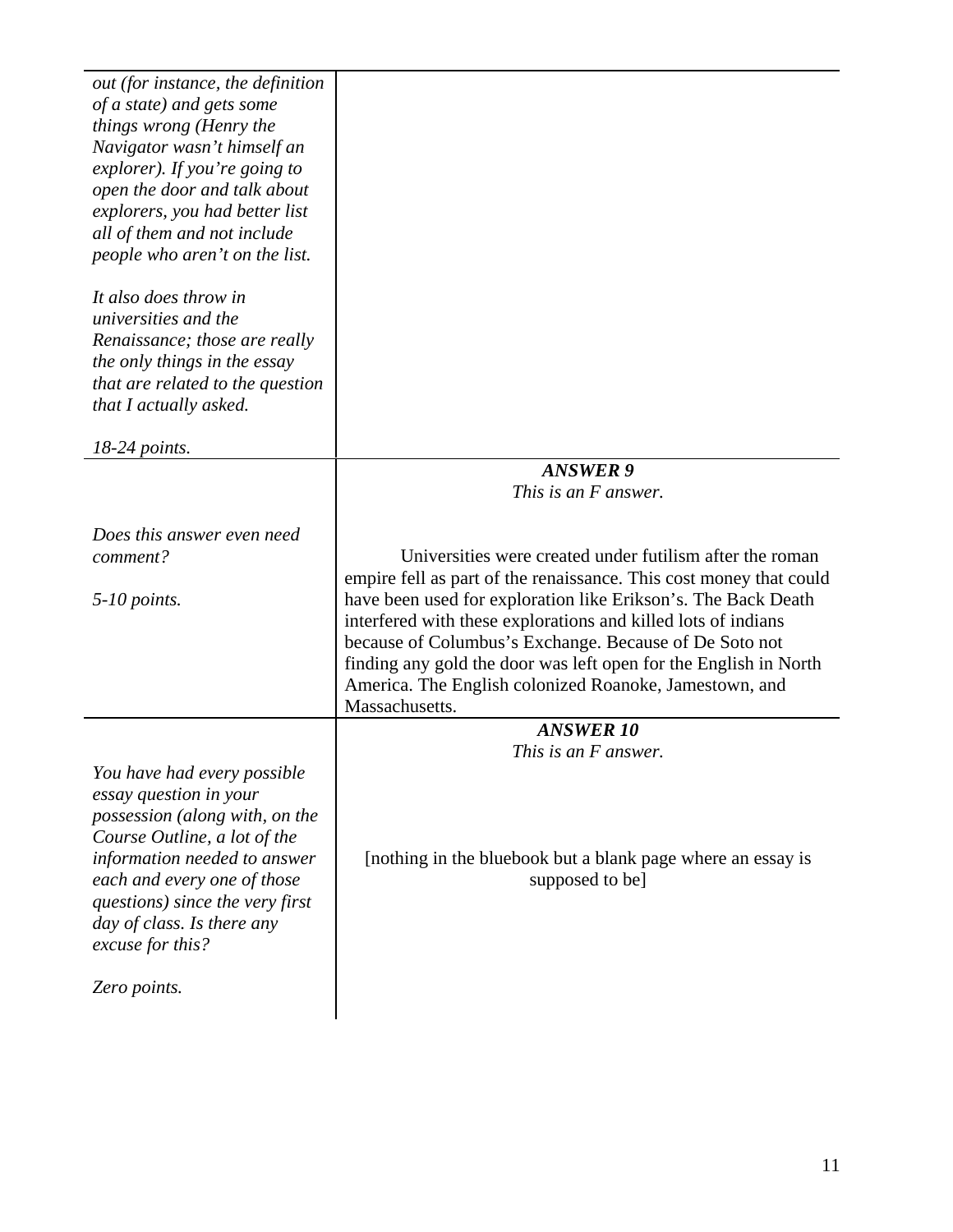| | |
|---|---|
| *out (for instance, the definition of a state) and gets some things wrong (Henry the Navigator wasn't himself an explorer). If you're going to open the door and talk about explorers, you had better list all of them and not include people who aren't on the list.*<br><br>*It also does throw in universities and the Renaissance; those are really the only things in the essay that are related to the question that I actually asked.*<br><br>*18-24 points.* | |
| *Does this answer even need comment?*<br><br>*5-10 points.* | ***ANSWER 9***<br>*This is an F answer.*<br><br>Universities were created under futilism after the roman empire fell as part of the renaissance. This cost money that could have been used for exploration like Erikson's. The Back Death interfered with these explorations and killed lots of indians because of Columbus's Exchange. Because of De Soto not finding any gold the door was left open for the English in North America. The English colonized Roanoke, Jamestown, and Massachusetts. |
| *You have had every possible essay question in your possession (along with, on the Course Outline, a lot of the information needed to answer each and every one of those questions) since the very first day of class. Is there any excuse for this?*<br><br>*Zero points.* | ***ANSWER 10***<br>*This is an F answer.*<br><br>[nothing in the bluebook but a blank page where an essay is supposed to be] |